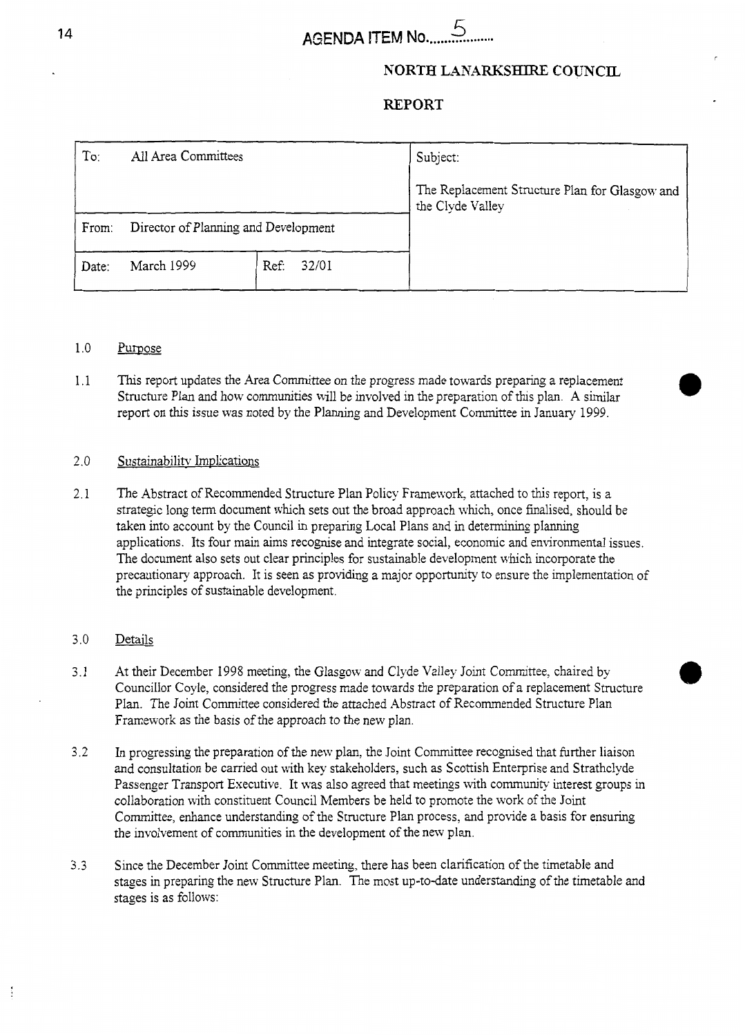AGENDA ITEM No. 5

**NORTH LANARKSHIRE COUNCIL**

**REPORT**

| To: All Area Committees | | Subject: |
|---|---|---|
| | | The Replacement Structure Plan for Glasgow and the Clyde Valley |
| From: Director of Planning and Development | | |
| Date: March 1999 | Ref: 32/01 | |

1.0 Purpose

1.1 This report updates the Area Committee on the progress made towards preparing a replacement Structure Plan and how communities will be involved in the preparation of this plan. A similar report on this issue was noted by the Planning and Development Committee in January 1999.

2.0 Sustainability Implications

2.1 The Abstract of Recommended Structure Plan Policy Framework, attached to this report, is a strategic long term document which sets out the broad approach which, once finalised, should be taken into account by the Council in preparing Local Plans and in determining planning applications. Its four main aims recognise and integrate social, economic and environmental issues. The document also sets out clear principles for sustainable development which incorporate the precautionary approach. It is seen as providing a major opportunity to ensure the implementation of the principles of sustainable development.

3.0 Details

3.1 At their December 1998 meeting, the Glasgow and Clyde Valley Joint Committee, chaired by Councillor Coyle, considered the progress made towards the preparation of a replacement Structure Plan. The Joint Committee considered the attached Abstract of Recommended Structure Plan Framework as the basis of the approach to the new plan.

3.2 In progressing the preparation of the new plan, the Joint Committee recognised that further liaison and consultation be carried out with key stakeholders, such as Scottish Enterprise and Strathclyde Passenger Transport Executive. It was also agreed that meetings with community interest groups in collaboration with constituent Council Members be held to promote the work of the Joint Committee, enhance understanding of the Structure Plan process, and provide a basis for ensuring the involvement of communities in the development of the new plan.

3.3 Since the December Joint Committee meeting, there has been clarification of the timetable and stages in preparing the new Structure Plan. The most up-to-date understanding of the timetable and stages is as follows: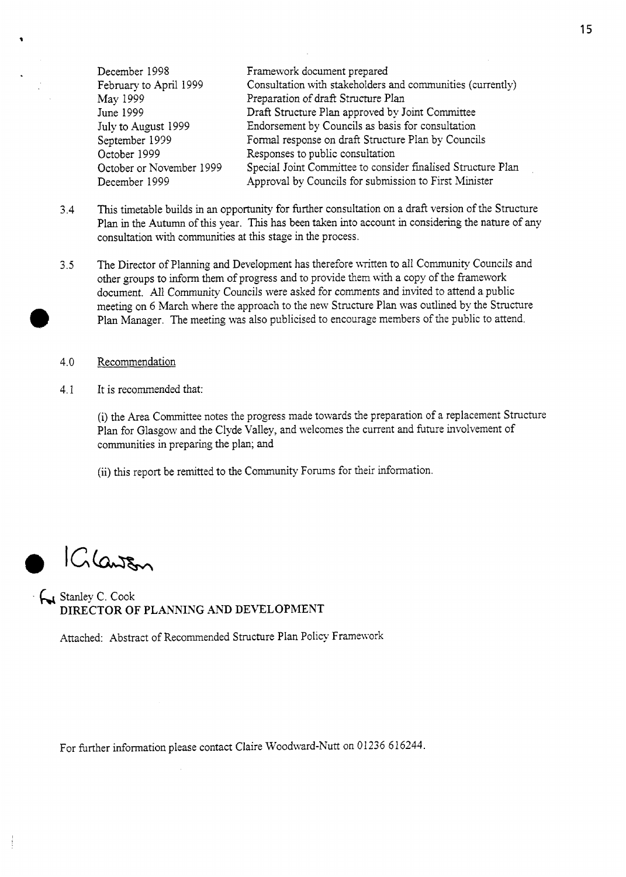| | |
|---|---|
| December 1998 | Framework document prepared |
| February to April 1999 | Consultation with stakeholders and communities (currently) |
| May 1999 | Preparation of draft Structure Plan |
| June 1999 | Draft Structure Plan approved by Joint Committee |
| July to August 1999 | Endorsement by Councils as basis for consultation |
| September 1999 | Formal response on draft Structure Plan by Councils |
| October 1999 | Responses to public consultation |
| October or November 1999 | Special Joint Committee to consider finalised Structure Plan |
| December 1999 | Approval by Councils for submission to First Minister |

3.4 This timetable builds in an opportunity for further consultation on a draft version of the Structure Plan in the Autumn of this year. This has been taken into account in considering the nature of any consultation with communities at this stage in the process.

3.5 The Director of Planning and Development has therefore written to all Community Councils and other groups to inform them of progress and to provide them with a copy of the framework document. All Community Councils were asked for comments and invited to attend a public meeting on 6 March where the approach to the new Structure Plan was outlined by the Structure Plan Manager. The meeting was also publicised to encourage members of the public to attend.

4.0 Recommendation

4.1 It is recommended that:

(i) the Area Committee notes the progress made towards the preparation of a replacement Structure Plan for Glasgow and the Clyde Valley, and welcomes the current and future involvement of communities in preparing the plan; and

(ii) this report be remitted to the Community Forums for their information.

Stanley C. Cook
**DIRECTOR OF PLANNING AND DEVELOPMENT**

Attached: Abstract of Recommended Structure Plan Policy Framework

For further information please contact Claire Woodward-Nutt on 01236 616244.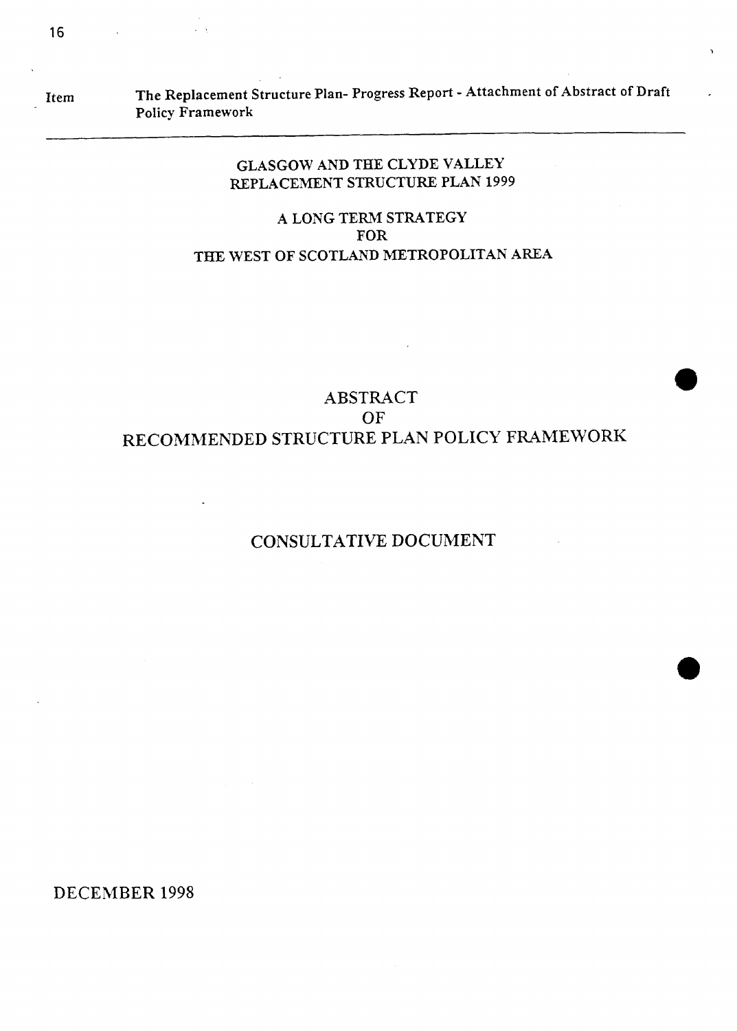Item The Replacement Structure Plan- Progress Report - Attachment of Abstract of Draft Policy Framework

---

GLASGOW AND THE CLYDE VALLEY
REPLACEMENT STRUCTURE PLAN 1999

A LONG TERM STRATEGY
FOR
THE WEST OF SCOTLAND METROPOLITAN AREA

# ABSTRACT
# OF
# RECOMMENDED STRUCTURE PLAN POLICY FRAMEWORK

## CONSULTATIVE DOCUMENT

DECEMBER 1998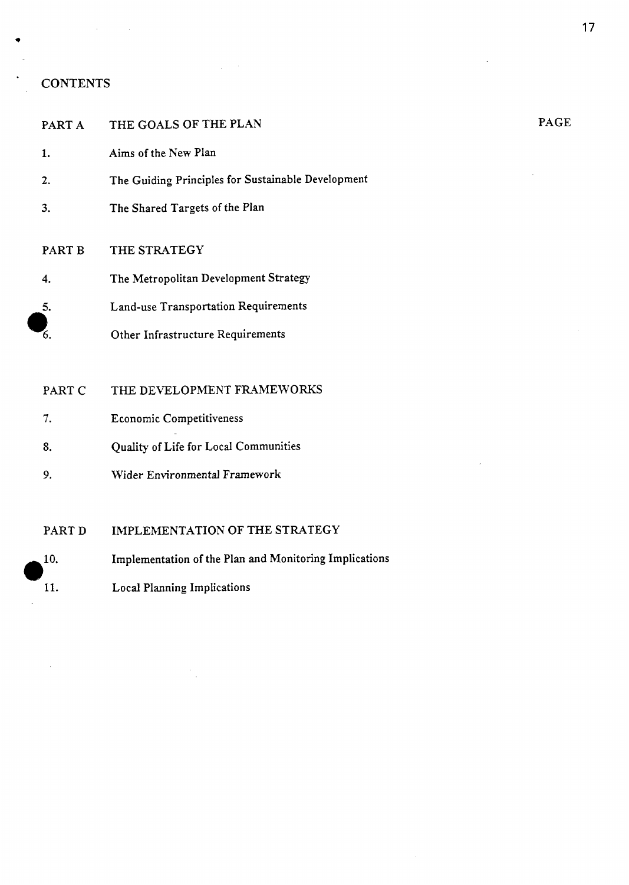# CONTENTS

| | | PAGE |
|---|---|---|
| PART A | THE GOALS OF THE PLAN | |
| 1. | Aims of the New Plan | |
| 2. | The Guiding Principles for Sustainable Development | |
| 3. | The Shared Targets of the Plan | |
| PART B | THE STRATEGY | |
| 4. | The Metropolitan Development Strategy | |
| 5. | Land-use Transportation Requirements | |
| 6. | Other Infrastructure Requirements | |
| PART C | THE DEVELOPMENT FRAMEWORKS | |
| 7. | Economic Competitiveness | |
| 8. | Quality of Life for Local Communities | |
| 9. | Wider Environmental Framework | |
| PART D | IMPLEMENTATION OF THE STRATEGY | |
| 10. | Implementation of the Plan and Monitoring Implications | |
| 11. | Local Planning Implications | |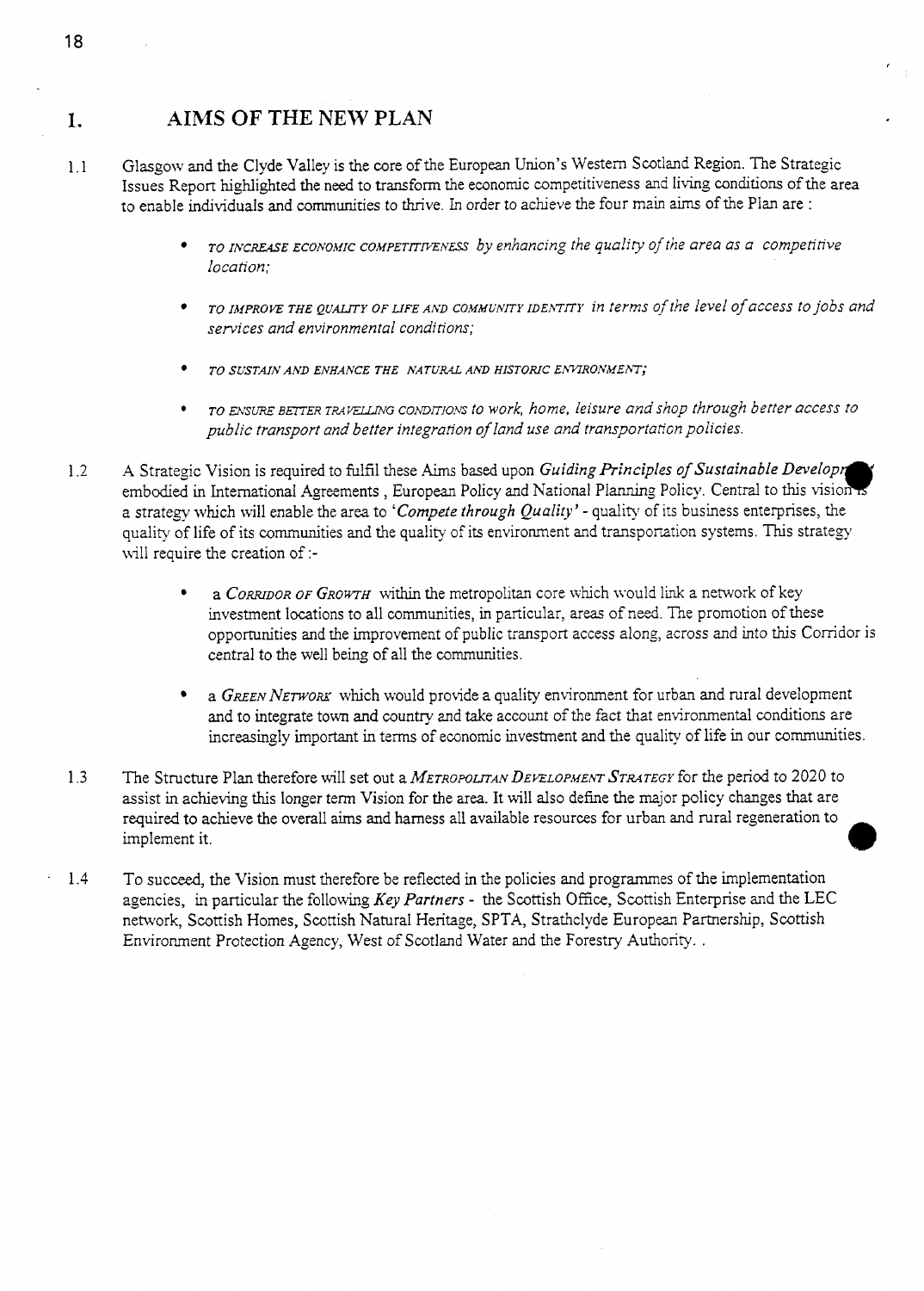# 1. AIMS OF THE NEW PLAN

1.1 Glasgow and the Clyde Valley is the core of the European Union's Western Scotland Region. The Strategic Issues Report highlighted the need to transform the economic competitiveness and living conditions of the area to enable individuals and communities to thrive. In order to achieve the four main aims of the Plan are :

- *TO INCREASE ECONOMIC COMPETITIVENESS by enhancing the quality of the area as a competitive location;*
- *TO IMPROVE THE QUALITY OF LIFE AND COMMUNITY IDENTITY in terms of the level of access to jobs and services and environmental conditions;*
- *TO SUSTAIN AND ENHANCE THE NATURAL AND HISTORIC ENVIRONMENT;*
- *TO ENSURE BETTER TRAVELLING CONDITIONS to work, home, leisure and shop through better access to public transport and better integration of land use and transportation policies.*

1.2 A Strategic Vision is required to fulfil these Aims based upon *Guiding Principles of Sustainable Development* embodied in International Agreements , European Policy and National Planning Policy. Central to this vision is a strategy which will enable the area to *'Compete through Quality'* - quality of its business enterprises, the quality of life of its communities and the quality of its environment and transportation systems. This strategy will require the creation of :-

- a *CORRIDOR OF GROWTH* within the metropolitan core which would link a network of key investment locations to all communities, in particular, areas of need. The promotion of these opportunities and the improvement of public transport access along, across and into this Corridor is central to the well being of all the communities.
- a *GREEN NETWORK* which would provide a quality environment for urban and rural development and to integrate town and country and take account of the fact that environmental conditions are increasingly important in terms of economic investment and the quality of life in our communities.

1.3 The Structure Plan therefore will set out a *METROPOLITAN DEVELOPMENT STRATEGY* for the period to 2020 to assist in achieving this longer term Vision for the area. It will also define the major policy changes that are required to achieve the overall aims and harness all available resources for urban and rural regeneration to implement it.

1.4 To succeed, the Vision must therefore be reflected in the policies and programmes of the implementation agencies, in particular the following *Key Partners* - the Scottish Office, Scottish Enterprise and the LEC network, Scottish Homes, Scottish Natural Heritage, SPTA, Strathclyde European Partnership, Scottish Environment Protection Agency, West of Scotland Water and the Forestry Authority. .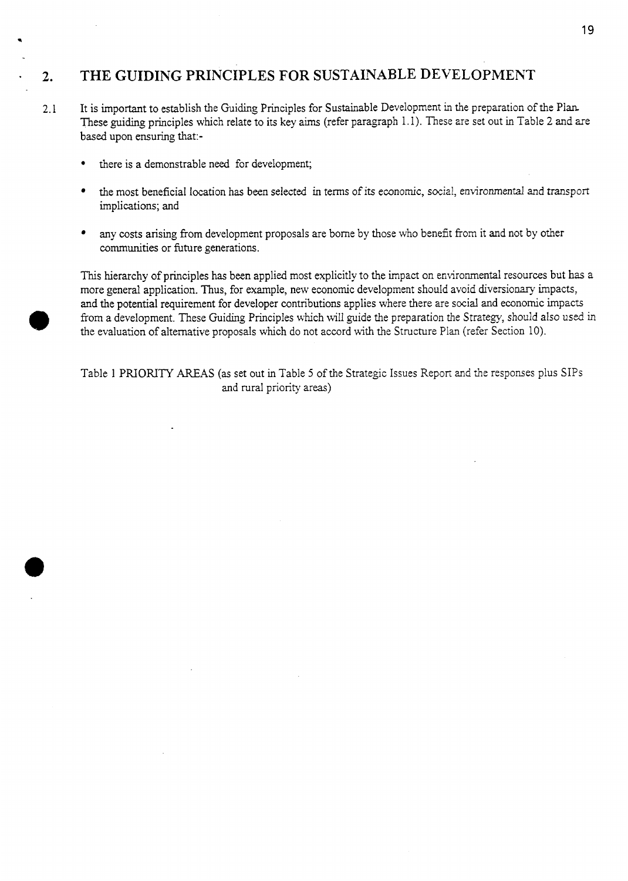## 2. THE GUIDING PRINCIPLES FOR SUSTAINABLE DEVELOPMENT

2.1 It is important to establish the Guiding Principles for Sustainable Development in the preparation of the Plan. These guiding principles which relate to its key aims (refer paragraph 1.1). These are set out in Table 2 and are based upon ensuring that:-

- there is a demonstrable need for development;
- the most beneficial location has been selected in terms of its economic, social, environmental and transport implications; and
- any costs arising from development proposals are borne by those who benefit from it and not by other communities or future generations.

This hierarchy of principles has been applied most explicitly to the impact on environmental resources but has a more general application. Thus, for example, new economic development should avoid diversionary impacts, and the potential requirement for developer contributions applies where there are social and economic impacts from a development. These Guiding Principles which will guide the preparation the Strategy, should also used in the evaluation of alternative proposals which do not accord with the Structure Plan (refer Section 10).

Table 1 PRIORITY AREAS (as set out in Table 5 of the Strategic Issues Report and the responses plus SIPs and rural priority areas)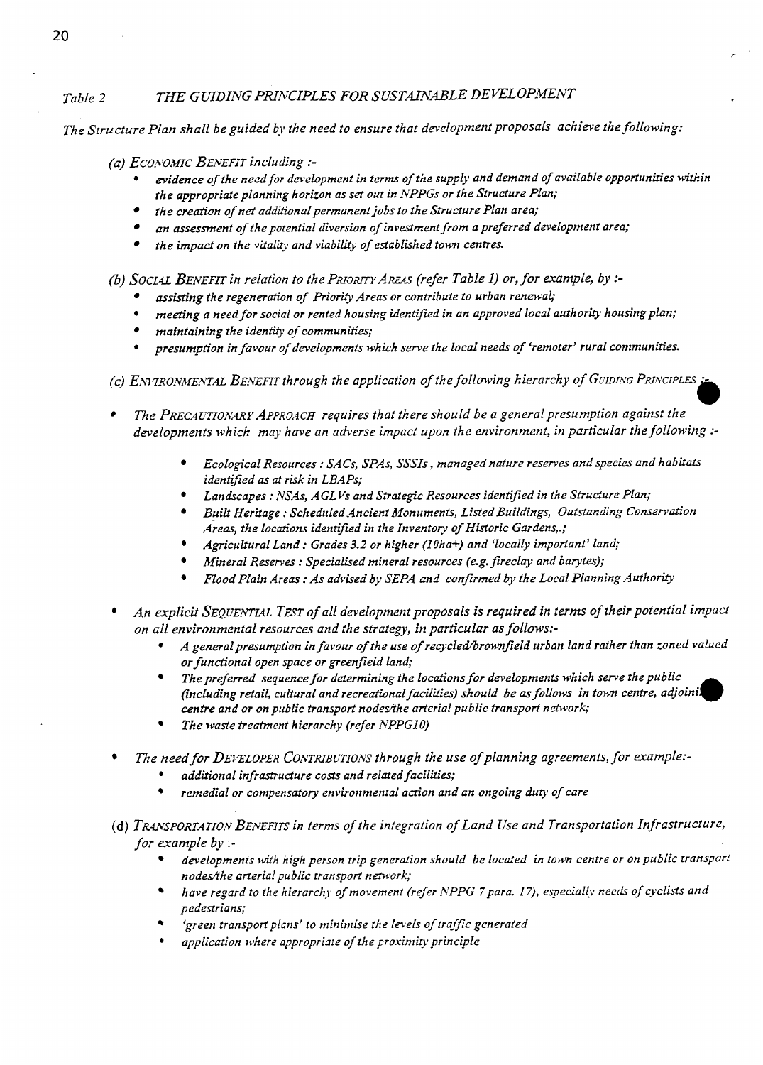## *Table 2* &nbsp;&nbsp; *THE GUIDING PRINCIPLES FOR SUSTAINABLE DEVELOPMENT*

*The Structure Plan shall be guided by the need to ensure that development proposals achieve the following:*

*(a) ECONOMIC BENEFIT including :-*

- *evidence of the need for development in terms of the supply and demand of available opportunities within the appropriate planning horizon as set out in NPPGs or the Structure Plan;*
- *the creation of net additional permanent jobs to the Structure Plan area;*
- *an assessment of the potential diversion of investment from a preferred development area;*
- *the impact on the vitality and viability of established town centres.*

*(b) SOCIAL BENEFIT in relation to the PRIORITY AREAS (refer Table 1) or, for example, by :-*

- *assisting the regeneration of Priority Areas or contribute to urban renewal;*
- *meeting a need for social or rented housing identified in an approved local authority housing plan;*
- *maintaining the identity of communities;*
- *presumption in favour of developments which serve the local needs of 'remoter' rural communities.*

*(c) ENVIRONMENTAL BENEFIT through the application of the following hierarchy of GUIDING PRINCIPLES :-*

- *The PRECAUTIONARY APPROACH requires that there should be a general presumption against the developments which may have an adverse impact upon the environment, in particular the following :-*
  - *Ecological Resources : SACs, SPAs, SSSIs, managed nature reserves and species and habitats identified as at risk in LBAPs;*
  - *Landscapes : NSAs, AGLVs and Strategic Resources identified in the Structure Plan;*
  - *Built Heritage : Scheduled Ancient Monuments, Listed Buildings, Outstanding Conservation Areas, the locations identified in the Inventory of Historic Gardens,.;*
  - *Agricultural Land : Grades 3.2 or higher (10ha+) and 'locally important' land;*
  - *Mineral Reserves : Specialised mineral resources (e.g. fireclay and barytes);*
  - *Flood Plain Areas : As advised by SEPA and confirmed by the Local Planning Authority*
- *An explicit SEQUENTIAL TEST of all development proposals is required in terms of their potential impact on all environmental resources and the strategy, in particular as follows:-*
  - *A general presumption in favour of the use of recycled/brownfield urban land rather than zoned valued or functional open space or greenfield land;*
  - *The preferred sequence for determining the locations for developments which serve the public (including retail, cultural and recreational facilities) should be as follows in town centre, adjoini[ng] centre and or on public transport nodes/the arterial public transport network;*
  - *The waste treatment hierarchy (refer NPPG10)*
- *The need for DEVELOPER CONTRIBUTIONS through the use of planning agreements, for example:-*
  - *additional infrastructure costs and related facilities;*
  - *remedial or compensatory environmental action and an ongoing duty of care*

*(d) TRANSPORTATION BENEFITS in terms of the integration of Land Use and Transportation Infrastructure, for example by :-*

- *developments with high person trip generation should be located in town centre or on public transport nodes/the arterial public transport network;*
- *have regard to the hierarchy of movement (refer NPPG 7 para. 17), especially needs of cyclists and pedestrians;*
- *'green transport plans' to minimise the levels of traffic generated*
- *application where appropriate of the proximity principle*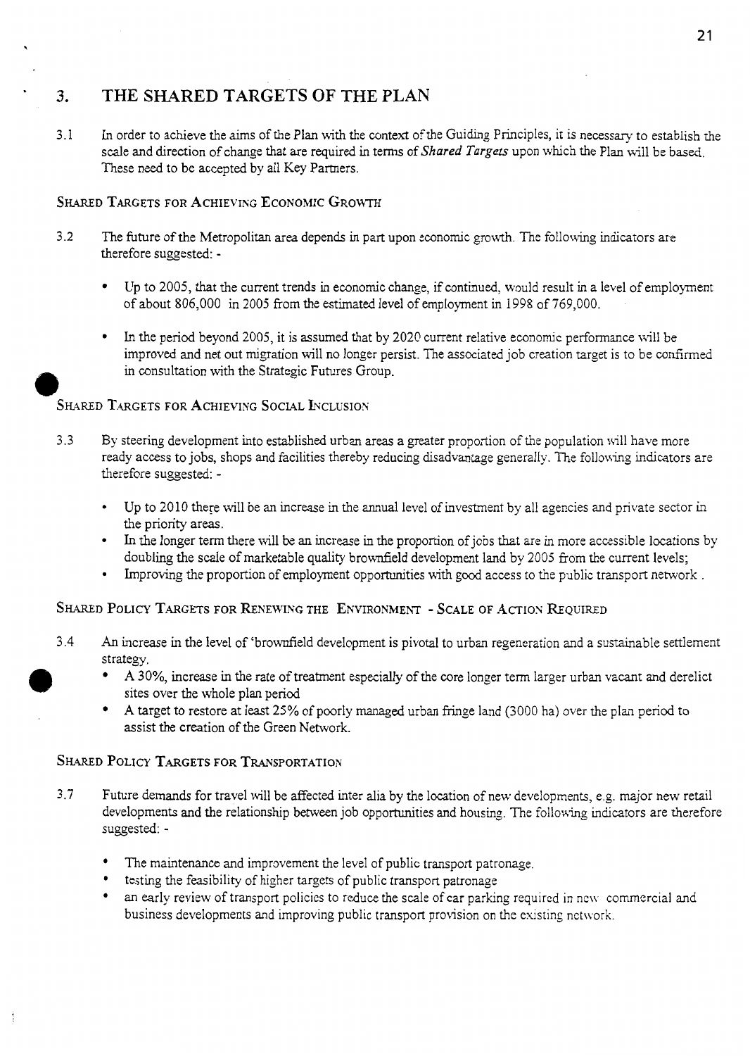## 3. THE SHARED TARGETS OF THE PLAN

3.1 In order to achieve the aims of the Plan with the context of the Guiding Principles, it is necessary to establish the scale and direction of change that are required in terms of *Shared Targets* upon which the Plan will be based. These need to be accepted by all Key Partners.

### SHARED TARGETS FOR ACHIEVING ECONOMIC GROWTH

3.2 The future of the Metropolitan area depends in part upon economic growth. The following indicators are therefore suggested: -

- Up to 2005, that the current trends in economic change, if continued, would result in a level of employment of about 806,000 in 2005 from the estimated level of employment in 1998 of 769,000.
- In the period beyond 2005, it is assumed that by 2020 current relative economic performance will be improved and net out migration will no longer persist. The associated job creation target is to be confirmed in consultation with the Strategic Futures Group.

### SHARED TARGETS FOR ACHIEVING SOCIAL INCLUSION

3.3 By steering development into established urban areas a greater proportion of the population will have more ready access to jobs, shops and facilities thereby reducing disadvantage generally. The following indicators are therefore suggested: -

- Up to 2010 there will be an increase in the annual level of investment by all agencies and private sector in the priority areas.
- In the longer term there will be an increase in the proportion of jobs that are in more accessible locations by doubling the scale of marketable quality brownfield development land by 2005 from the current levels;
- Improving the proportion of employment opportunities with good access to the public transport network .

### SHARED POLICY TARGETS FOR RENEWING THE ENVIRONMENT - SCALE OF ACTION REQUIRED

3.4 An increase in the level of 'brownfield development is pivotal to urban regeneration and a sustainable settlement strategy.

- A 30%, increase in the rate of treatment especially of the core longer term larger urban vacant and derelict sites over the whole plan period
- A target to restore at least 25% of poorly managed urban fringe land (3000 ha) over the plan period to assist the creation of the Green Network.

### SHARED POLICY TARGETS FOR TRANSPORTATION

3.7 Future demands for travel will be affected inter alia by the location of new developments, e.g. major new retail developments and the relationship between job opportunities and housing. The following indicators are therefore suggested: -

- The maintenance and improvement the level of public transport patronage.
- testing the feasibility of higher targets of public transport patronage
- an early review of transport policies to reduce the scale of car parking required in new commercial and business developments and improving public transport provision on the existing network.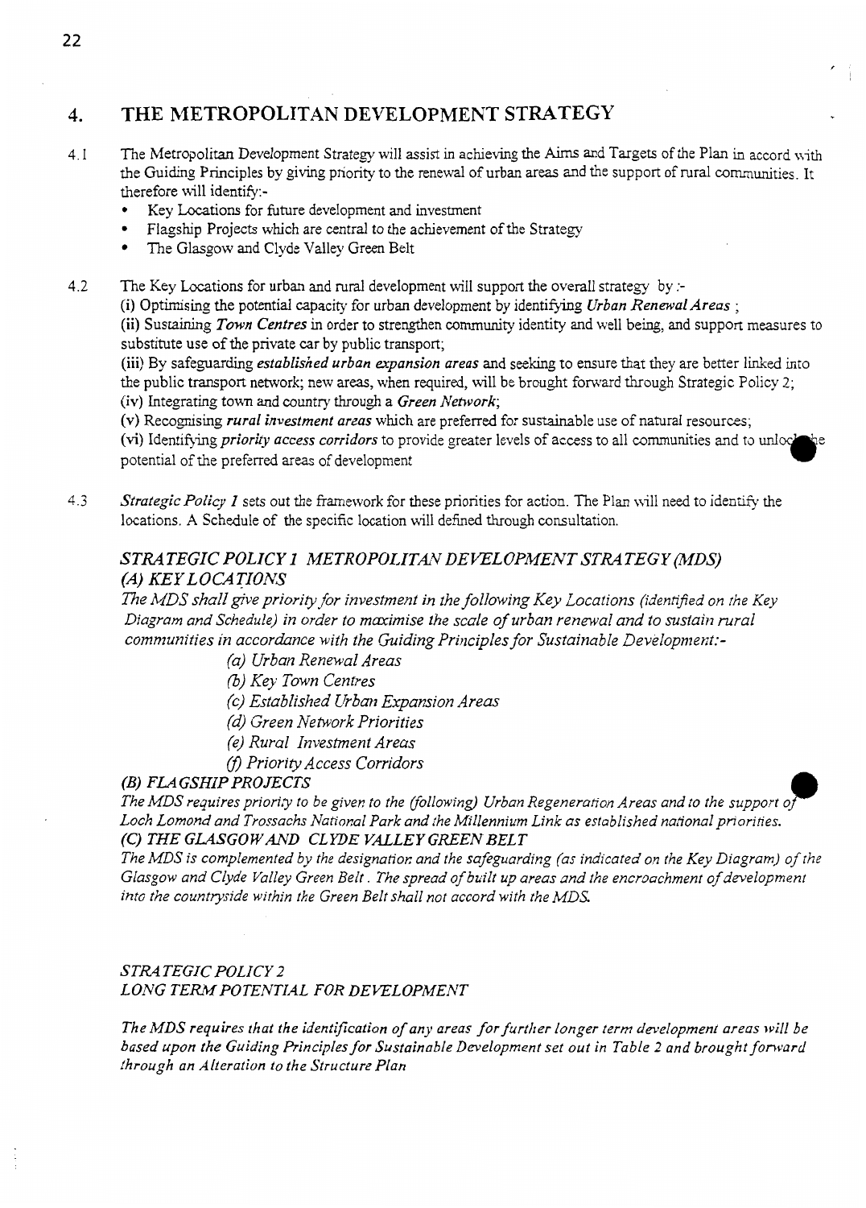## 4. THE METROPOLITAN DEVELOPMENT STRATEGY

4.1 The Metropolitan Development Strategy will assist in achieving the Aims and Targets of the Plan in accord with the Guiding Principles by giving priority to the renewal of urban areas and the support of rural communities. It therefore will identify:-

- Key Locations for future development and investment
- Flagship Projects which are central to the achievement of the Strategy
- The Glasgow and Clyde Valley Green Belt

4.2 The Key Locations for urban and rural development will support the overall strategy by :-
(i) Optimising the potential capacity for urban development by identifying *Urban Renewal Areas* ;
(ii) Sustaining ***Town Centres*** in order to strengthen community identity and well being, and support measures to substitute use of the private car by public transport;
(iii) By safeguarding ***established urban expansion areas*** and seeking to ensure that they are better linked into the public transport network; new areas, when required, will be brought forward through Strategic Policy 2;
(iv) Integrating town and country through a ***Green Network***;
(v) Recognising ***rural investment areas*** which are preferred for sustainable use of natural resources;
(vi) Identifying ***priority access corridors*** to provide greater levels of access to all communities and to unlock the potential of the preferred areas of development

4.3 *Strategic Policy 1* sets out the framework for these priorities for action. The Plan will need to identify the locations. A Schedule of the specific location will defined through consultation.

### *STRATEGIC POLICY 1 METROPOLITAN DEVELOPMENT STRATEGY (MDS)*

***(A) KEY LOCATIONS***

*The MDS shall give priority for investment in the following Key Locations (identified on the Key Diagram and Schedule) in order to maximise the scale of urban renewal and to sustain rural communities in accordance with the Guiding Principles for Sustainable Development:-*

*(a) Urban Renewal Areas*
*(b) Key Town Centres*
*(c) Established Urban Expansion Areas*
*(d) Green Network Priorities*
*(e) Rural Investment Areas*
*(f) Priority Access Corridors*

***(B) FLAGSHIP PROJECTS***

*The MDS requires priority to be given to the (following) Urban Regeneration Areas and to the support of Loch Lomond and Trossachs National Park and the Millennium Link as established national priorities.*

***(C) THE GLASGOW AND CLYDE VALLEY GREEN BELT***

*The MDS is complemented by the designation and the safeguarding (as indicated on the Key Diagram) of the Glasgow and Clyde Valley Green Belt. The spread of built up areas and the encroachment of development into the countryside within the Green Belt shall not accord with the MDS.*

### *STRATEGIC POLICY 2*
### *LONG TERM POTENTIAL FOR DEVELOPMENT*

*The MDS requires that the identification of any areas for further longer term development areas will be based upon the Guiding Principles for Sustainable Development set out in Table 2 and brought forward through an Alteration to the Structure Plan*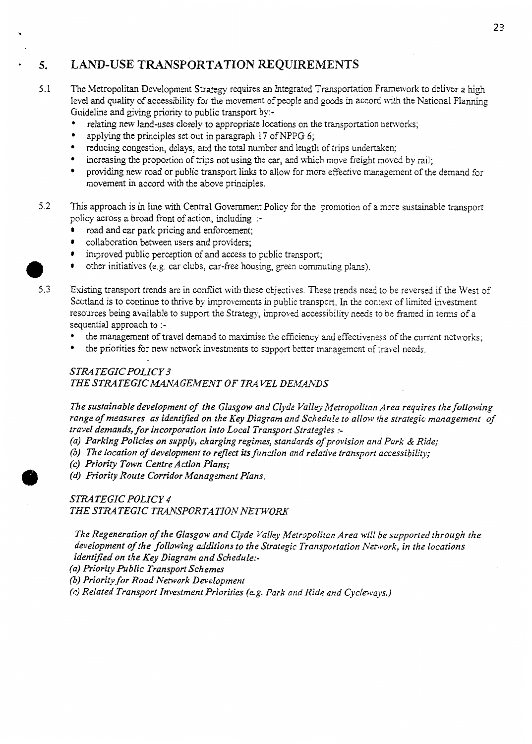## 5. LAND-USE TRANSPORTATION REQUIREMENTS

5.1 The Metropolitan Development Strategy requires an Integrated Transportation Framework to deliver a high level and quality of accessibility for the movement of people and goods in accord with the National Planning Guideline and giving priority to public transport by:-

- relating new land-uses closely to appropriate locations on the transportation networks;
- applying the principles set out in paragraph 17 of NPPG 6;
- reducing congestion, delays, and the total number and length of trips undertaken;
- increasing the proportion of trips not using the car, and which move freight moved by rail;
- providing new road or public transport links to allow for more effective management of the demand for movement in accord with the above principles.

5.2 This approach is in line with Central Government Policy for the promotion of a more sustainable transport policy across a broad front of action, including :-

- road and car park pricing and enforcement;
- collaboration between users and providers;
- improved public perception of and access to public transport;
- other initiatives (e.g. car clubs, car-free housing, green commuting plans).

5.3 Existing transport trends are in conflict with these objectives. These trends need to be reversed if the West of Scotland is to continue to thrive by improvements in public transport. In the context of limited investment resources being available to support the Strategy, improved accessibility needs to be framed in terms of a sequential approach to :-

- the management of travel demand to maximise the efficiency and effectiveness of the current networks;
- the priorities for new network investments to support better management of travel needs.

*STRATEGIC POLICY 3*
*THE STRATEGIC MANAGEMENT OF TRAVEL DEMANDS*

*The sustainable development of the Glasgow and Clyde Valley Metropolitan Area requires the following range of measures as identified on the Key Diagram and Schedule to allow the strategic management of travel demands, for incorporation into Local Transport Strategies :-*

*(a) Parking Policies on supply, charging regimes, standards of provision and Park & Ride;*
*(b) The location of development to reflect its function and relative transport accessibility;*
*(c) Priority Town Centre Action Plans;*
*(d) Priority Route Corridor Management Plans.*

*STRATEGIC POLICY 4*
*THE STRATEGIC TRANSPORTATION NETWORK*

*The Regeneration of the Glasgow and Clyde Valley Metropolitan Area will be supported through the development of the following additions to the Strategic Transportation Network, in the locations identified on the Key Diagram and Schedule:-*

*(a) Priority Public Transport Schemes*
*(b) Priority for Road Network Development*
*(c) Related Transport Investment Priorities (e.g. Park and Ride and Cycleways.)*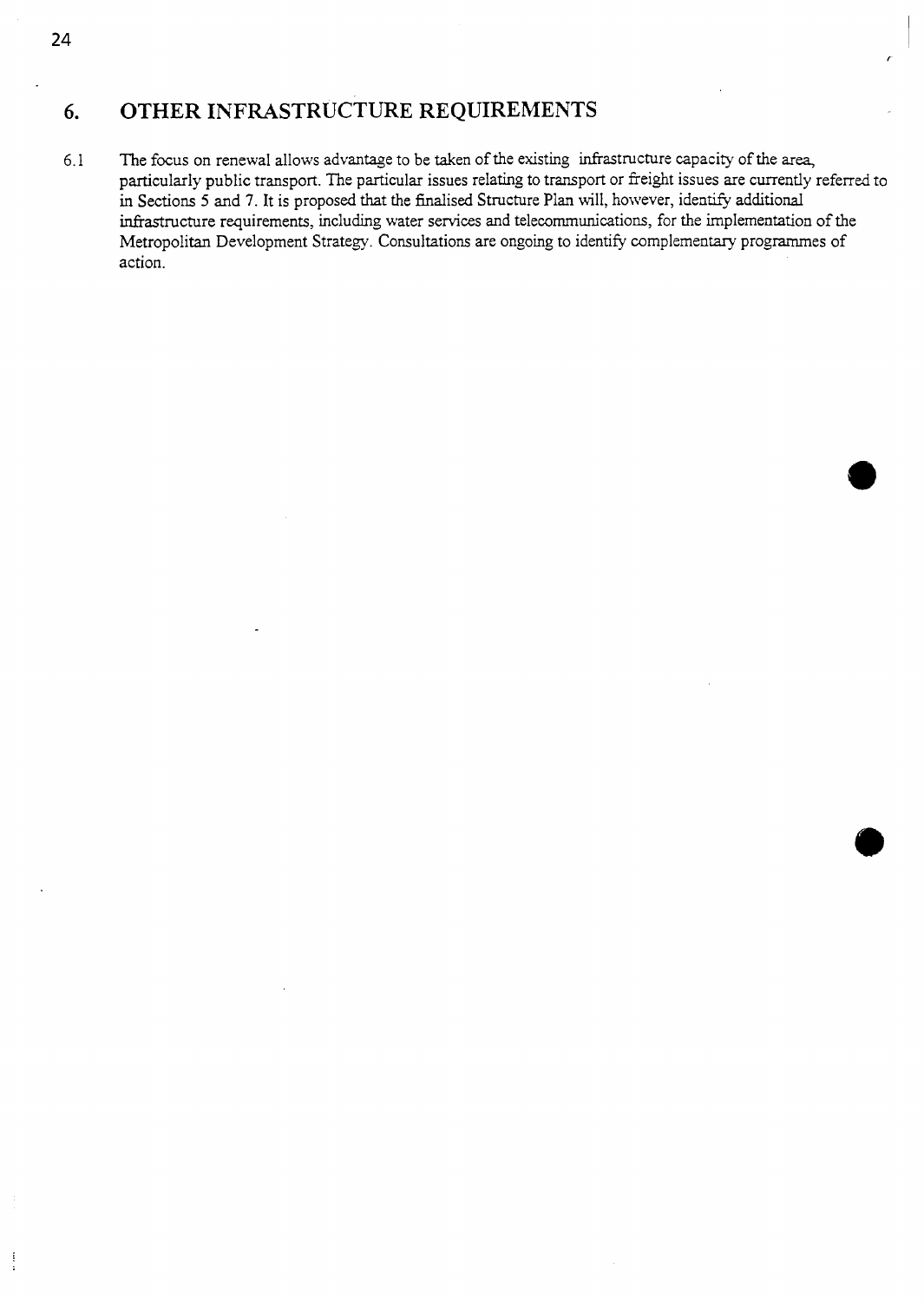## 6. OTHER INFRASTRUCTURE REQUIREMENTS

6.1 The focus on renewal allows advantage to be taken of the existing infrastructure capacity of the area, particularly public transport. The particular issues relating to transport or freight issues are currently referred to in Sections 5 and 7. It is proposed that the finalised Structure Plan will, however, identify additional infrastructure requirements, including water services and telecommunications, for the implementation of the Metropolitan Development Strategy. Consultations are ongoing to identify complementary programmes of action.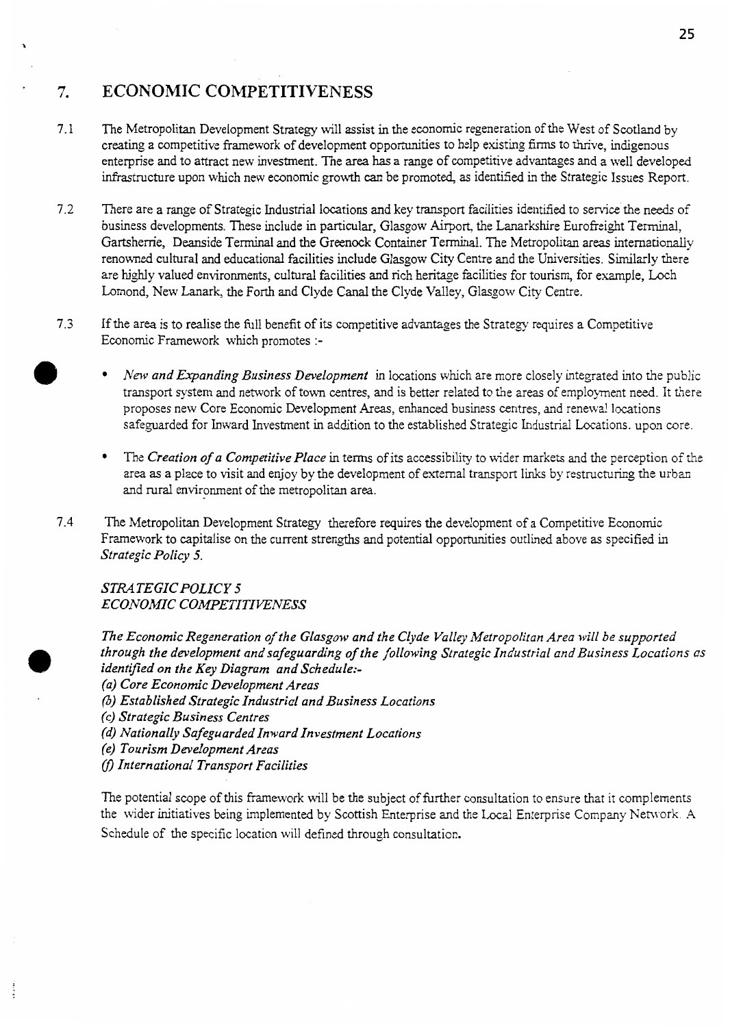## 7. ECONOMIC COMPETITIVENESS

7.1 The Metropolitan Development Strategy will assist in the economic regeneration of the West of Scotland by creating a competitive framework of development opportunities to help existing firms to thrive, indigenous enterprise and to attract new investment. The area has a range of competitive advantages and a well developed infrastructure upon which new economic growth can be promoted, as identified in the Strategic Issues Report.

7.2 There are a range of Strategic Industrial locations and key transport facilities identified to service the needs of business developments. These include in particular, Glasgow Airport, the Lanarkshire Eurofreight Terminal, Gartsherrie, Deanside Terminal and the Greenock Container Terminal. The Metropolitan areas internationally renowned cultural and educational facilities include Glasgow City Centre and the Universities. Similarly there are highly valued environments, cultural facilities and rich heritage facilities for tourism, for example, Loch Lomond, New Lanark, the Forth and Clyde Canal the Clyde Valley, Glasgow City Centre.

7.3 If the area is to realise the full benefit of its competitive advantages the Strategy requires a Competitive Economic Framework which promotes :-

- *New and Expanding Business Development* in locations which are more closely integrated into the public transport system and network of town centres, and is better related to the areas of employment need. It there proposes new Core Economic Development Areas, enhanced business centres, and renewal locations safeguarded for Inward Investment in addition to the established Strategic Industrial Locations. upon core.

- The *Creation of a Competitive Place* in terms of its accessibility to wider markets and the perception of the area as a place to visit and enjoy by the development of external transport links by restructuring the urban and rural environment of the metropolitan area.

7.4 The Metropolitan Development Strategy therefore requires the development of a Competitive Economic Framework to capitalise on the current strengths and potential opportunities outlined above as specified in *Strategic Policy 5.*

*STRATEGIC POLICY 5*
*ECONOMIC COMPETITIVENESS*

*The Economic Regeneration of the Glasgow and the Clyde Valley Metropolitan Area will be supported through the development and safeguarding of the following Strategic Industrial and Business Locations as identified on the Key Diagram and Schedule:-*
*(a) Core Economic Development Areas*
*(b) Established Strategic Industrial and Business Locations*
*(c) Strategic Business Centres*
*(d) Nationally Safeguarded Inward Investment Locations*
*(e) Tourism Development Areas*
*(f) International Transport Facilities*

The potential scope of this framework will be the subject of further consultation to ensure that it complements the wider initiatives being implemented by Scottish Enterprise and the Local Enterprise Company Network. A Schedule of the specific location will defined through consultation.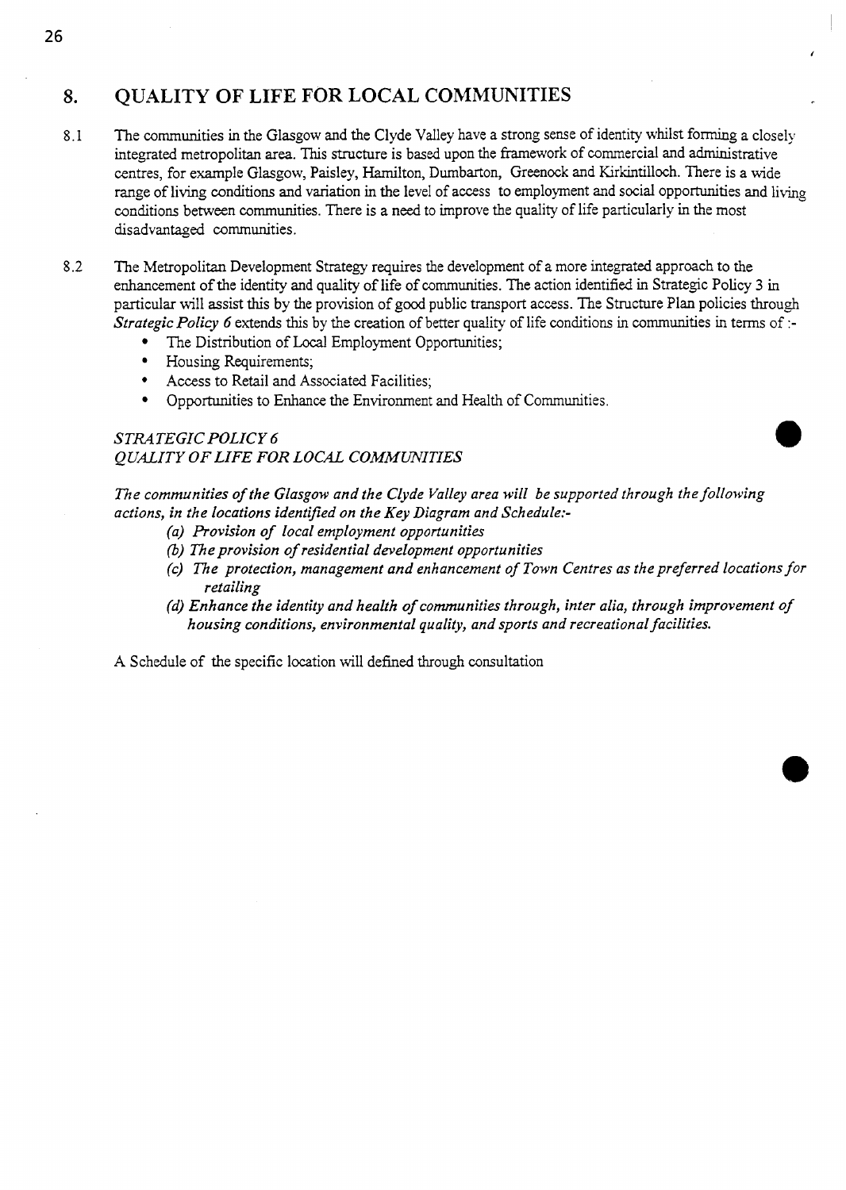## 8. QUALITY OF LIFE FOR LOCAL COMMUNITIES

8.1 The communities in the Glasgow and the Clyde Valley have a strong sense of identity whilst forming a closely integrated metropolitan area. This structure is based upon the framework of commercial and administrative centres, for example Glasgow, Paisley, Hamilton, Dumbarton, Greenock and Kirkintilloch. There is a wide range of living conditions and variation in the level of access to employment and social opportunities and living conditions between communities. There is a need to improve the quality of life particularly in the most disadvantaged communities.

8.2 The Metropolitan Development Strategy requires the development of a more integrated approach to the enhancement of the identity and quality of life of communities. The action identified in Strategic Policy 3 in particular will assist this by the provision of good public transport access. The Structure Plan policies through *Strategic Policy 6* extends this by the creation of better quality of life conditions in communities in terms of :-

- The Distribution of Local Employment Opportunities;
- Housing Requirements;
- Access to Retail and Associated Facilities;
- Opportunities to Enhance the Environment and Health of Communities.

*STRATEGIC POLICY 6*
*QUALITY OF LIFE FOR LOCAL COMMUNITIES*

*The communities of the Glasgow and the Clyde Valley area will be supported through the following actions, in the locations identified on the Key Diagram and Schedule:-*

*(a) Provision of local employment opportunities*
*(b) The provision of residential development opportunities*
*(c) The protection, management and enhancement of Town Centres as the preferred locations for retailing*
*(d) Enhance the identity and health of communities through, inter alia, through improvement of housing conditions, environmental quality, and sports and recreational facilities.*

A Schedule of the specific location will defined through consultation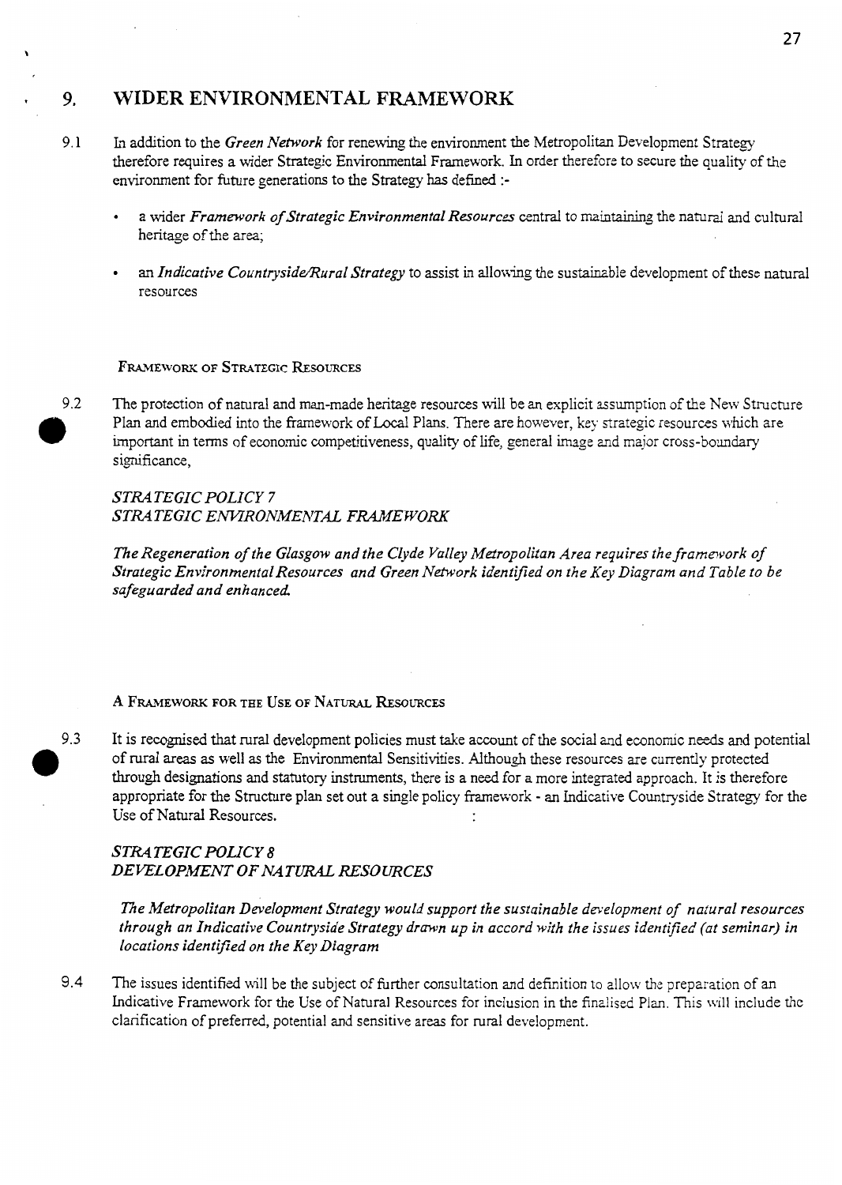## 9. WIDER ENVIRONMENTAL FRAMEWORK

9.1 In addition to the *Green Network* for renewing the environment the Metropolitan Development Strategy therefore requires a wider Strategic Environmental Framework. In order therefore to secure the quality of the environment for future generations to the Strategy has defined :-

- a wider *Framework of Strategic Environmental Resources* central to maintaining the natural and cultural heritage of the area;
- an *Indicative Countryside/Rural Strategy* to assist in allowing the sustainable development of these natural resources

### FRAMEWORK OF STRATEGIC RESOURCES

9.2 The protection of natural and man-made heritage resources will be an explicit assumption of the New Structure Plan and embodied into the framework of Local Plans. There are however, key strategic resources which are important in terms of economic competitiveness, quality of life, general image and major cross-boundary significance,

*STRATEGIC POLICY 7*
*STRATEGIC ENVIRONMENTAL FRAMEWORK*

*The Regeneration of the Glasgow and the Clyde Valley Metropolitan Area requires the framework of Strategic Environmental Resources and Green Network identified on the Key Diagram and Table to be safeguarded and enhanced.*

### A FRAMEWORK FOR THE USE OF NATURAL RESOURCES

9.3 It is recognised that rural development policies must take account of the social and economic needs and potential of rural areas as well as the Environmental Sensitivities. Although these resources are currently protected through designations and statutory instruments, there is a need for a more integrated approach. It is therefore appropriate for the Structure plan set out a single policy framework - an Indicative Countryside Strategy for the Use of Natural Resources.

*STRATEGIC POLICY 8*
*DEVELOPMENT OF NATURAL RESOURCES*

*The Metropolitan Development Strategy would support the sustainable development of natural resources through an Indicative Countryside Strategy drawn up in accord with the issues identified (at seminar) in locations identified on the Key Diagram*

9.4 The issues identified will be the subject of further consultation and definition to allow the preparation of an Indicative Framework for the Use of Natural Resources for inclusion in the finalised Plan. This will include the clarification of preferred, potential and sensitive areas for rural development.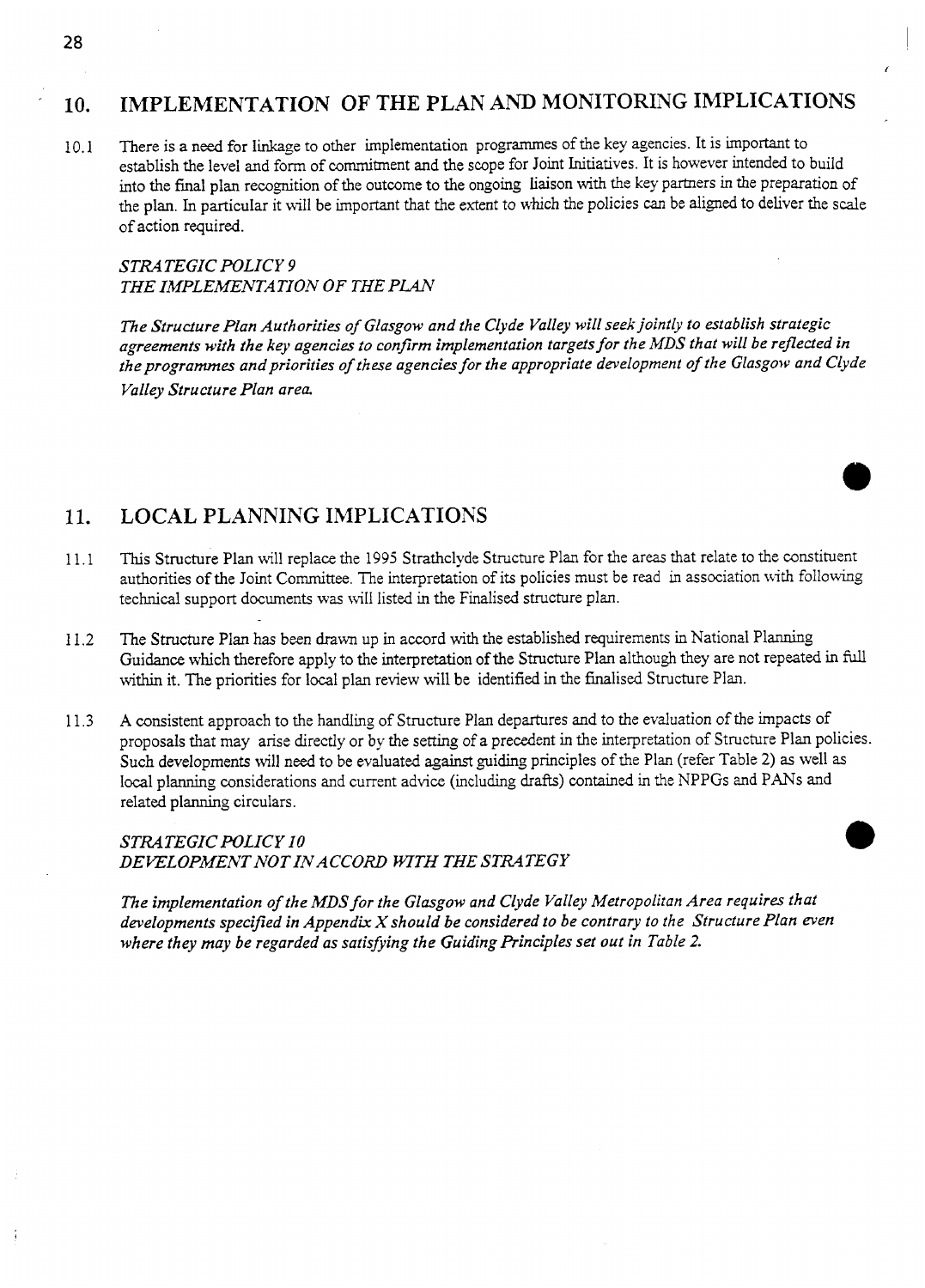## 10. IMPLEMENTATION OF THE PLAN AND MONITORING IMPLICATIONS

10.1 There is a need for linkage to other implementation programmes of the key agencies. It is important to establish the level and form of commitment and the scope for Joint Initiatives. It is however intended to build into the final plan recognition of the outcome to the ongoing liaison with the key partners in the preparation of the plan. In particular it will be important that the extent to which the policies can be aligned to deliver the scale of action required.

*STRATEGIC POLICY 9*
*THE IMPLEMENTATION OF THE PLAN*

*The Structure Plan Authorities of Glasgow and the Clyde Valley will seek jointly to establish strategic agreements with the key agencies to confirm implementation targets for the MDS that will be reflected in the programmes and priorities of these agencies for the appropriate development of the Glasgow and Clyde Valley Structure Plan area.*

## 11. LOCAL PLANNING IMPLICATIONS

11.1 This Structure Plan will replace the 1995 Strathclyde Structure Plan for the areas that relate to the constituent authorities of the Joint Committee. The interpretation of its policies must be read in association with following technical support documents was will listed in the Finalised structure plan.

11.2 The Structure Plan has been drawn up in accord with the established requirements in National Planning Guidance which therefore apply to the interpretation of the Structure Plan although they are not repeated in full within it. The priorities for local plan review will be identified in the finalised Structure Plan.

11.3 A consistent approach to the handling of Structure Plan departures and to the evaluation of the impacts of proposals that may arise directly or by the setting of a precedent in the interpretation of Structure Plan policies. Such developments will need to be evaluated against guiding principles of the Plan (refer Table 2) as well as local planning considerations and current advice (including drafts) contained in the NPPGs and PANs and related planning circulars.

*STRATEGIC POLICY 10*
*DEVELOPMENT NOT IN ACCORD WITH THE STRATEGY*

*The implementation of the MDS for the Glasgow and Clyde Valley Metropolitan Area requires that developments specified in Appendix X should be considered to be contrary to the Structure Plan even where they may be regarded as satisfying the Guiding Principles set out in Table 2.*